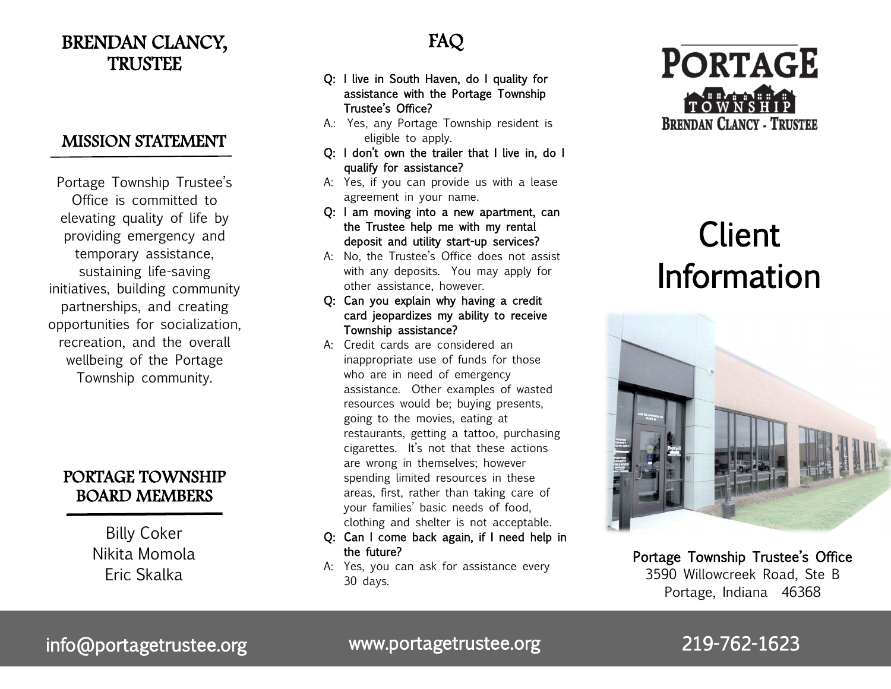# BRENDAN CLANCY, TRUSTEE

## MISSION STATEMENT

Portage Township Trustee's Office is committed to elevating quality of life by providing emergency and temporary assistance, sustaining life-saving initiatives, building community partnerships, and creating opportunities for socialization, recreation, and the overall wellbeing of the Portage Township community.

## PORTAGE TOWNSHIP BOARD MEMBERS

Billy Coker
Nikita Momola
Eric Skalka

## FAQ

**Q: I live in South Haven, do I quality for assistance with the Portage Township Trustee's Office?**

A.: Yes, any Portage Township resident is eligible to apply.

**Q: I don't own the trailer that I live in, do I qualify for assistance?**

A: Yes, if you can provide us with a lease agreement in your name.

**Q: I am moving into a new apartment, can the Trustee help me with my rental deposit and utility start-up services?**

A: No, the Trustee's Office does not assist with any deposits. You may apply for other assistance, however.

**Q: Can you explain why having a credit card jeopardizes my ability to receive Township assistance?**

A: Credit cards are considered an inappropriate use of funds for those who are in need of emergency assistance. Other examples of wasted resources would be; buying presents, going to the movies, eating at restaurants, getting a tattoo, purchasing cigarettes. It's not that these actions are wrong in themselves; however spending limited resources in these areas, first, rather than taking care of your families' basic needs of food, clothing and shelter is not acceptable.

**Q: Can I come back again, if I need help in the future?**

A: Yes, you can ask for assistance every 30 days.

PORTAGE TOWNSHIP
BRENDAN CLANCY - TRUSTEE

# Client Information

**Portage Township Trustee's Office**
3590 Willowcreek Road, Ste B
Portage, Indiana 46368

info@portagetrustee.org

www.portagetrustee.org

219-762-1623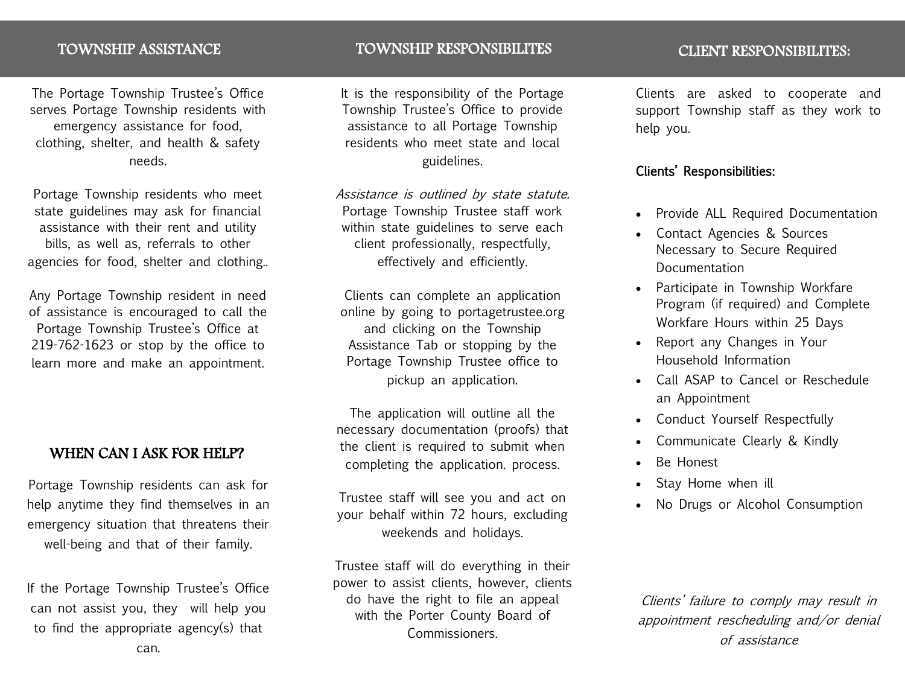## TOWNSHIP ASSISTANCE

The Portage Township Trustee's Office serves Portage Township residents with emergency assistance for food, clothing, shelter, and health & safety needs.

Portage Township residents who meet state guidelines may ask for financial assistance with their rent and utility bills, as well as, referrals to other agencies for food, shelter and clothing..

Any Portage Township resident in need of assistance is encouraged to call the Portage Township Trustee's Office at 219-762-1623 or stop by the office to learn more and make an appointment.

## WHEN CAN I ASK FOR HELP?

Portage Township residents can ask for help anytime they find themselves in an emergency situation that threatens their well-being and that of their family.

If the Portage Township Trustee's Office can not assist you, they will help you to find the appropriate agency(s) that can.

## TOWNSHIP RESPONSIBILITES

It is the responsibility of the Portage Township Trustee's Office to provide assistance to all Portage Township residents who meet state and local guidelines.

*Assistance is outlined by state statute.* Portage Township Trustee staff work within state guidelines to serve each client professionally, respectfully, effectively and efficiently.

Clients can complete an application online by going to portagetrustee.org and clicking on the Township Assistance Tab or stopping by the Portage Township Trustee office to pickup an application.

The application will outline all the necessary documentation (proofs) that the client is required to submit when completing the application. process.

Trustee staff will see you and act on your behalf within 72 hours, excluding weekends and holidays.

Trustee staff will do everything in their power to assist clients, however, clients do have the right to file an appeal with the Porter County Board of Commissioners.

## CLIENT RESPONSIBILITES:

Clients are asked to cooperate and support Township staff as they work to help you.

### Clients' Responsibilities:

- Provide ALL Required Documentation
- Contact Agencies & Sources Necessary to Secure Required Documentation
- Participate in Township Workfare Program (if required) and Complete Workfare Hours within 25 Days
- Report any Changes in Your Household Information
- Call ASAP to Cancel or Reschedule an Appointment
- Conduct Yourself Respectfully
- Communicate Clearly & Kindly
- Be Honest
- Stay Home when ill
- No Drugs or Alcohol Consumption

*Clients' failure to comply may result in appointment rescheduling and/or denial of assistance*